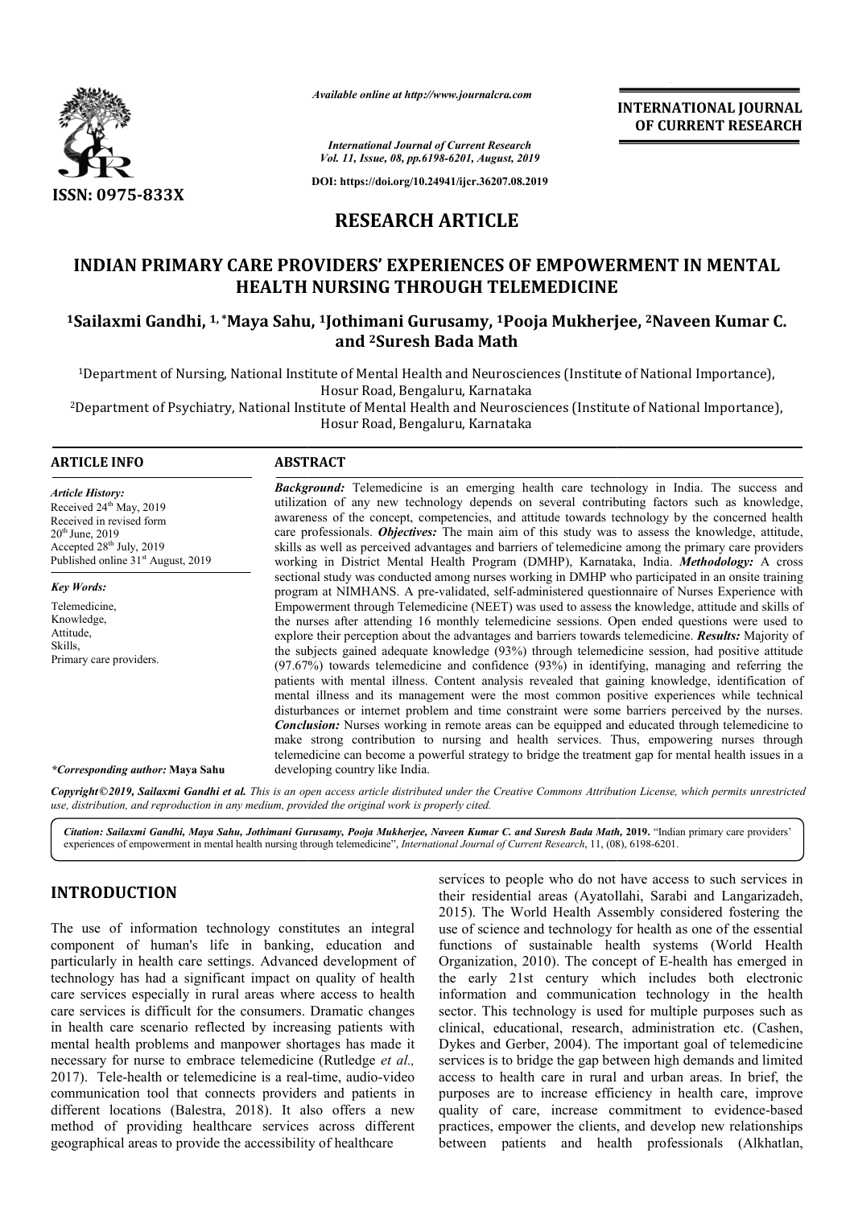ISSN: 0975-833X

*Available online at http://www.journalcra.com*

*International Journal of Current Research*
*Vol. 11, Issue, 08, pp.6198-6201, August, 2019*

**DOI: https://doi.org/10.24941/ijcr.36207.08.2019**

**INTERNATIONAL JOURNAL OF CURRENT RESEARCH**

## RESEARCH ARTICLE

# INDIAN PRIMARY CARE PROVIDERS' EXPERIENCES OF EMPOWERMENT IN MENTAL HEALTH NURSING THROUGH TELEMEDICINE

**[1]Sailaxmi Gandhi, [1,*]Maya Sahu, [1]Jothimani Gurusamy, [1]Pooja Mukherjee, [2]Naveen Kumar C. and [2]Suresh Bada Math**

[1]Department of Nursing, National Institute of Mental Health and Neurosciences (Institute of National Importance), Hosur Road, Bengaluru, Karnataka

[2]Department of Psychiatry, National Institute of Mental Health and Neurosciences (Institute of National Importance), Hosur Road, Bengaluru, Karnataka

### ARTICLE INFO

*Article History:*
Received 24th May, 2019
Received in revised form 20th June, 2019
Accepted 28th July, 2019
Published online 31st August, 2019

*Key Words:*
Telemedicine,
Knowledge,
Attitude,
Skills,
Primary care providers.

**\*Corresponding author:** Maya Sahu

### ABSTRACT

***Background:*** Telemedicine is an emerging health care technology in India. The success and utilization of any new technology depends on several contributing factors such as knowledge, awareness of the concept, competencies, and attitude towards technology by the concerned health care professionals. ***Objectives:*** The main aim of this study was to assess the knowledge, attitude, skills as well as perceived advantages and barriers of telemedicine among the primary care providers working in District Mental Health Program (DMHP), Karnataka, India. ***Methodology:*** A cross sectional study was conducted among nurses working in DMHP who participated in an onsite training program at NIMHANS. A pre-validated, self-administered questionnaire of Nurses Experience with Empowerment through Telemedicine (NEET) was used to assess the knowledge, attitude and skills of the nurses after attending 16 monthly telemedicine sessions. Open ended questions were used to explore their perception about the advantages and barriers towards telemedicine. ***Results:*** Majority of the subjects gained adequate knowledge (93%) through telemedicine session, had positive attitude (97.67%) towards telemedicine and confidence (93%) in identifying, managing and referring the patients with mental illness. Content analysis revealed that gaining knowledge, identification of mental illness and its management were the most common positive experiences while technical disturbances or internet problem and time constraint were some barriers perceived by the nurses. ***Conclusion:*** Nurses working in remote areas can be equipped and educated through telemedicine to make strong contribution to nursing and health services. Thus, empowering nurses through telemedicine can become a powerful strategy to bridge the treatment gap for mental health issues in a developing country like India.

*Copyright©2019, Sailaxmi Gandhi et al. This is an open access article distributed under the Creative Commons Attribution License, which permits unrestricted use, distribution, and reproduction in any medium, provided the original work is properly cited.*

***Citation:** Sailaxmi Gandhi, Maya Sahu, Jothimani Gurusamy, Pooja Mukherjee, Naveen Kumar C. and Suresh Bada Math, **2019.** "Indian primary care providers' experiences of empowerment in mental health nursing through telemedicine", International Journal of Current Research, 11, (08), 6198-6201.*

## INTRODUCTION

The use of information technology constitutes an integral component of human's life in banking, education and particularly in health care settings. Advanced development of technology has had a significant impact on quality of health care services especially in rural areas where access to health care services is difficult for the consumers. Dramatic changes in health care scenario reflected by increasing patients with mental health problems and manpower shortages has made it necessary for nurse to embrace telemedicine (Rutledge *et al.,* 2017). Tele-health or telemedicine is a real-time, audio-video communication tool that connects providers and patients in different locations (Balestra, 2018). It also offers a new method of providing healthcare services across different geographical areas to provide the accessibility of healthcare services to people who do not have access to such services in their residential areas (Ayatollahi, Sarabi and Langarizadeh, 2015). The World Health Assembly considered fostering the use of science and technology for health as one of the essential functions of sustainable health systems (World Health Organization, 2010). The concept of E-health has emerged in the early 21st century which includes both electronic information and communication technology in the health sector. This technology is used for multiple purposes such as clinical, educational, research, administration etc. (Cashen, Dykes and Gerber, 2004). The important goal of telemedicine services is to bridge the gap between high demands and limited access to health care in rural and urban areas. In brief, the purposes are to increase efficiency in health care, improve quality of care, increase commitment to evidence-based practices, empower the clients, and develop new relationships between patients and health professionals (Alkhatlan,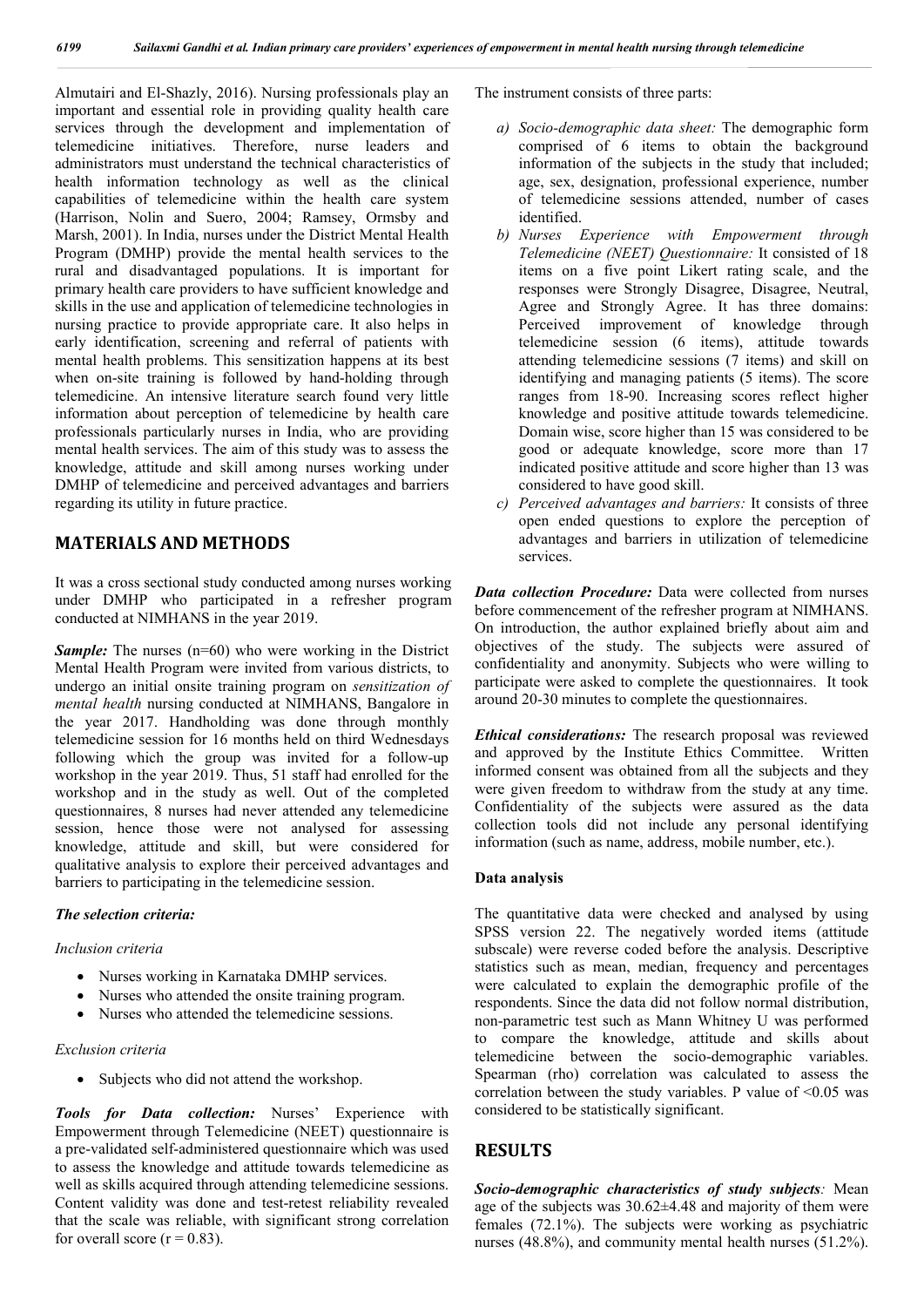Almutairi and El-Shazly, 2016). Nursing professionals play an important and essential role in providing quality health care services through the development and implementation of telemedicine initiatives. Therefore, nurse leaders and administrators must understand the technical characteristics of health information technology as well as the clinical capabilities of telemedicine within the health care system (Harrison, Nolin and Suero, 2004; Ramsey, Ormsby and Marsh, 2001). In India, nurses under the District Mental Health Program (DMHP) provide the mental health services to the rural and disadvantaged populations. It is important for primary health care providers to have sufficient knowledge and skills in the use and application of telemedicine technologies in nursing practice to provide appropriate care. It also helps in early identification, screening and referral of patients with mental health problems. This sensitization happens at its best when on-site training is followed by hand-holding through telemedicine. An intensive literature search found very little information about perception of telemedicine by health care professionals particularly nurses in India, who are providing mental health services. The aim of this study was to assess the knowledge, attitude and skill among nurses working under DMHP of telemedicine and perceived advantages and barriers regarding its utility in future practice.

## MATERIALS AND METHODS

It was a cross sectional study conducted among nurses working under DMHP who participated in a refresher program conducted at NIMHANS in the year 2019.

***Sample:*** The nurses (n=60) who were working in the District Mental Health Program were invited from various districts, to undergo an initial onsite training program on *sensitization of mental health* nursing conducted at NIMHANS, Bangalore in the year 2017. Handholding was done through monthly telemedicine session for 16 months held on third Wednesdays following which the group was invited for a follow-up workshop in the year 2019. Thus, 51 staff had enrolled for the workshop and in the study as well. Out of the completed questionnaires, 8 nurses had never attended any telemedicine session, hence those were not analysed for assessing knowledge, attitude and skill, but were considered for qualitative analysis to explore their perceived advantages and barriers to participating in the telemedicine session.

***The selection criteria:***

*Inclusion criteria*

- Nurses working in Karnataka DMHP services.
- Nurses who attended the onsite training program.
- Nurses who attended the telemedicine sessions.

*Exclusion criteria*

- Subjects who did not attend the workshop.

***Tools for Data collection:*** Nurses' Experience with Empowerment through Telemedicine (NEET) questionnaire is a pre-validated self-administered questionnaire which was used to assess the knowledge and attitude towards telemedicine as well as skills acquired through attending telemedicine sessions. Content validity was done and test-retest reliability revealed that the scale was reliable, with significant strong correlation for overall score ($r = 0.83$).

The instrument consists of three parts:

a) *Socio-demographic data sheet:* The demographic form comprised of 6 items to obtain the background information of the subjects in the study that included; age, sex, designation, professional experience, number of telemedicine sessions attended, number of cases identified.

b) *Nurses Experience with Empowerment through Telemedicine (NEET) Questionnaire:* It consisted of 18 items on a five point Likert rating scale, and the responses were Strongly Disagree, Disagree, Neutral, Agree and Strongly Agree. It has three domains: Perceived improvement of knowledge through telemedicine session (6 items), attitude towards attending telemedicine sessions (7 items) and skill on identifying and managing patients (5 items). The score ranges from 18-90. Increasing scores reflect higher knowledge and positive attitude towards telemedicine. Domain wise, score higher than 15 was considered to be good or adequate knowledge, score more than 17 indicated positive attitude and score higher than 13 was considered to have good skill.

c) *Perceived advantages and barriers:* It consists of three open ended questions to explore the perception of advantages and barriers in utilization of telemedicine services.

***Data collection Procedure:*** Data were collected from nurses before commencement of the refresher program at NIMHANS. On introduction, the author explained briefly about aim and objectives of the study. The subjects were assured of confidentiality and anonymity. Subjects who were willing to participate were asked to complete the questionnaires. It took around 20-30 minutes to complete the questionnaires.

***Ethical considerations:*** The research proposal was reviewed and approved by the Institute Ethics Committee. Written informed consent was obtained from all the subjects and they were given freedom to withdraw from the study at any time. Confidentiality of the subjects were assured as the data collection tools did not include any personal identifying information (such as name, address, mobile number, etc.).

### Data analysis

The quantitative data were checked and analysed by using SPSS version 22. The negatively worded items (attitude subscale) were reverse coded before the analysis. Descriptive statistics such as mean, median, frequency and percentages were calculated to explain the demographic profile of the respondents. Since the data did not follow normal distribution, non-parametric test such as Mann Whitney U was performed to compare the knowledge, attitude and skills about telemedicine between the socio-demographic variables. Spearman (rho) correlation was calculated to assess the correlation between the study variables. P value of $<0.05$ was considered to be statistically significant.

## RESULTS

***Socio-demographic characteristics of study subjects:*** Mean age of the subjects was $30.62 \pm 4.48$ and majority of them were females (72.1%). The subjects were working as psychiatric nurses (48.8%), and community mental health nurses (51.2%).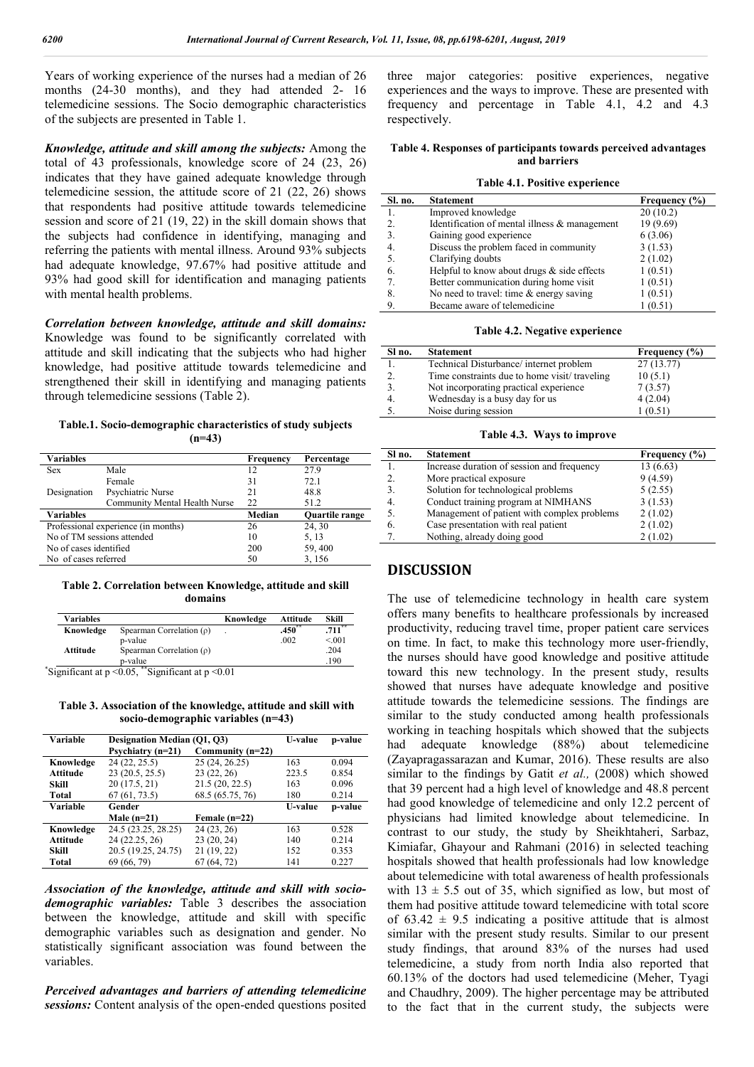Years of working experience of the nurses had a median of 26 months (24-30 months), and they had attended 2- 16 telemedicine sessions. The Socio demographic characteristics of the subjects are presented in Table 1.

***Knowledge, attitude and skill among the subjects:*** Among the total of 43 professionals, knowledge score of 24 (23, 26) indicates that they have gained adequate knowledge through telemedicine session, the attitude score of 21 (22, 26) shows that respondents had positive attitude towards telemedicine session and score of 21 (19, 22) in the skill domain shows that the subjects had confidence in identifying, managing and referring the patients with mental illness. Around 93% subjects had adequate knowledge, 97.67% had positive attitude and 93% had good skill for identification and managing patients with mental health problems.

***Correlation between knowledge, attitude and skill domains:*** Knowledge was found to be significantly correlated with attitude and skill indicating that the subjects who had higher knowledge, had positive attitude towards telemedicine and strengthened their skill in identifying and managing patients through telemedicine sessions (Table 2).

**Table.1. Socio-demographic characteristics of study subjects (n=43)**

| Variables | | Frequency | Percentage |
|---|---|---|---|
| Sex | Male | 12 | 27.9 |
| | Female | 31 | 72.1 |
| Designation | Psychiatric Nurse | 21 | 48.8 |
| | Community Mental Health Nurse | 22 | 51.2 |
| **Variables** | | **Median** | **Quartile range** |
| Professional experience (in months) | | 26 | 24, 30 |
| No of TM sessions attended | | 10 | 5, 13 |
| No of cases identified | | 200 | 59, 400 |
| No of cases referred | | 50 | 3, 156 |

**Table 2. Correlation between Knowledge, attitude and skill domains**

| Variables | | Knowledge | Attitude | Skill |
|---|---|---|---|---|
| **Knowledge** | Spearman Correlation (ρ) | . | **.450**[**] | **.711**[**] |
| | p-value | | .002 | <.001 |
| **Attitude** | Spearman Correlation (ρ) | | | .204 |
| | p-value | | | .190 |

[*]Significant at $p < 0.05$, [**]Significant at $p < 0.01$

**Table 3. Association of the knowledge, attitude and skill with socio-demographic variables (n=43)**

| Variable | Designation Median (Q1, Q3) | | U-value | p-value |
|---|---|---|---|---|
| | Psychiatry (n=21) | Community (n=22) | | |
| **Knowledge** | 24 (22, 25.5) | 25 (24, 26.25) | 163 | 0.094 |
| **Attitude** | 23 (20.5, 25.5) | 23 (22, 26) | 223.5 | 0.854 |
| **Skill** | 20 (17.5, 21) | 21.5 (20, 22.5) | 163 | 0.096 |
| **Total** | 67 (61, 73.5) | 68.5 (65.75, 76) | 180 | 0.214 |
| **Variable** | **Gender** | | **U-value** | **p-value** |
| | **Male (n=21)** | **Female (n=22)** | | |
| **Knowledge** | 24.5 (23.25, 28.25) | 24 (23, 26) | 163 | 0.528 |
| **Attitude** | 24 (22.25, 26) | 23 (20, 24) | 140 | 0.214 |
| **Skill** | 20.5 (19.25, 24.75) | 21 (19, 22) | 152 | 0.353 |
| **Total** | 69 (66, 79) | 67 (64, 72) | 141 | 0.227 |

***Association of the knowledge, attitude and skill with socio-demographic variables:*** Table 3 describes the association between the knowledge, attitude and skill with specific demographic variables such as designation and gender. No statistically significant association was found between the variables.

***Perceived advantages and barriers of attending telemedicine sessions:*** Content analysis of the open-ended questions posited three major categories: positive experiences, negative experiences and the ways to improve. These are presented with frequency and percentage in Table 4.1, 4.2 and 4.3 respectively.

**Table 4. Responses of participants towards perceived advantages and barriers**

**Table 4.1. Positive experience**

| Sl. no. | Statement | Frequency (%) |
|---|---|---|
| 1. | Improved knowledge | 20 (10.2) |
| 2. | Identification of mental illness & management | 19 (9.69) |
| 3. | Gaining good experience | 6 (3.06) |
| 4. | Discuss the problem faced in community | 3 (1.53) |
| 5. | Clarifying doubts | 2 (1.02) |
| 6. | Helpful to know about drugs & side effects | 1 (0.51) |
| 7. | Better communication during home visit | 1 (0.51) |
| 8. | No need to travel: time & energy saving | 1 (0.51) |
| 9. | Became aware of telemedicine | 1 (0.51) |

**Table 4.2. Negative experience**

| Sl no. | Statement | Frequency (%) |
|---|---|---|
| 1. | Technical Disturbance/ internet problem | 27 (13.77) |
| 2. | Time constraints due to home visit/ traveling | 10 (5.1) |
| 3. | Not incorporating practical experience | 7 (3.57) |
| 4. | Wednesday is a busy day for us | 4 (2.04) |
| 5. | Noise during session | 1 (0.51) |

**Table 4.3. Ways to improve**

| Sl no. | Statement | Frequency (%) |
|---|---|---|
| 1. | Increase duration of session and frequency | 13 (6.63) |
| 2. | More practical exposure | 9 (4.59) |
| 3. | Solution for technological problems | 5 (2.55) |
| 4. | Conduct training program at NIMHANS | 3 (1.53) |
| 5. | Management of patient with complex problems | 2 (1.02) |
| 6. | Case presentation with real patient | 2 (1.02) |
| 7. | Nothing, already doing good | 2 (1.02) |

## DISCUSSION

The use of telemedicine technology in health care system offers many benefits to healthcare professionals by increased productivity, reducing travel time, proper patient care services on time. In fact, to make this technology more user-friendly, the nurses should have good knowledge and positive attitude toward this new technology. In the present study, results showed that nurses have adequate knowledge and positive attitude towards the telemedicine sessions. The findings are similar to the study conducted among health professionals working in teaching hospitals which showed that the subjects had adequate knowledge (88%) about telemedicine (Zayapragassarazan and Kumar, 2016). These results are also similar to the findings by Gatit *et al.,* (2008) which showed that 39 percent had a high level of knowledge and 48.8 percent had good knowledge of telemedicine and only 12.2 percent of physicians had limited knowledge about telemedicine. In contrast to our study, the study by Sheikhtaheri, Sarbaz, Kimiafar, Ghayour and Rahmani (2016) in selected teaching hospitals showed that health professionals had low knowledge about telemedicine with total awareness of health professionals with $13 \pm 5.5$ out of 35, which signified as low, but most of them had positive attitude toward telemedicine with total score of $63.42 \pm 9.5$ indicating a positive attitude that is almost similar with the present study results. Similar to our present study findings, that around 83% of the nurses had used telemedicine, a study from north India also reported that 60.13% of the doctors had used telemedicine (Meher, Tyagi and Chaudhry, 2009). The higher percentage may be attributed to the fact that in the current study, the subjects were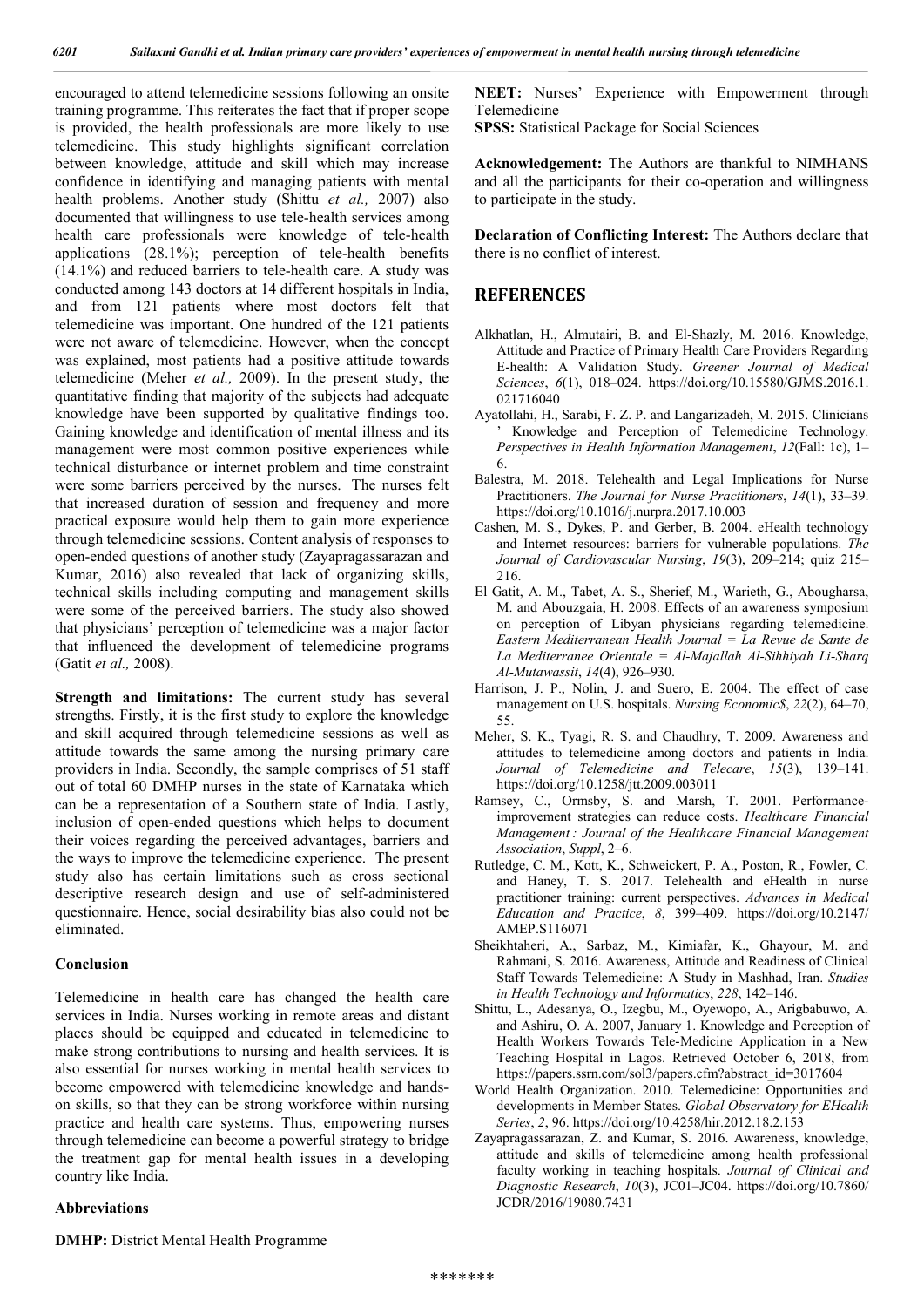encouraged to attend telemedicine sessions following an onsite training programme. This reiterates the fact that if proper scope is provided, the health professionals are more likely to use telemedicine. This study highlights significant correlation between knowledge, attitude and skill which may increase confidence in identifying and managing patients with mental health problems. Another study (Shittu *et al.,* 2007) also documented that willingness to use tele-health services among health care professionals were knowledge of tele-health applications (28.1%); perception of tele-health benefits (14.1%) and reduced barriers to tele-health care. A study was conducted among 143 doctors at 14 different hospitals in India, and from 121 patients where most doctors felt that telemedicine was important. One hundred of the 121 patients were not aware of telemedicine. However, when the concept was explained, most patients had a positive attitude towards telemedicine (Meher *et al.,* 2009). In the present study, the quantitative finding that majority of the subjects had adequate knowledge have been supported by qualitative findings too. Gaining knowledge and identification of mental illness and its management were most common positive experiences while technical disturbance or internet problem and time constraint were some barriers perceived by the nurses. The nurses felt that increased duration of session and frequency and more practical exposure would help them to gain more experience through telemedicine sessions. Content analysis of responses to open-ended questions of another study (Zayapragassarazan and Kumar, 2016) also revealed that lack of organizing skills, technical skills including computing and management skills were some of the perceived barriers. The study also showed that physicians' perception of telemedicine was a major factor that influenced the development of telemedicine programs (Gatit *et al.,* 2008).

**Strength and limitations:** The current study has several strengths. Firstly, it is the first study to explore the knowledge and skill acquired through telemedicine sessions as well as attitude towards the same among the nursing primary care providers in India. Secondly, the sample comprises of 51 staff out of total 60 DMHP nurses in the state of Karnataka which can be a representation of a Southern state of India. Lastly, inclusion of open-ended questions which helps to document their voices regarding the perceived advantages, barriers and the ways to improve the telemedicine experience. The present study also has certain limitations such as cross sectional descriptive research design and use of self-administered questionnaire. Hence, social desirability bias also could not be eliminated.

### Conclusion

Telemedicine in health care has changed the health care services in India. Nurses working in remote areas and distant places should be equipped and educated in telemedicine to make strong contributions to nursing and health services. It is also essential for nurses working in mental health services to become empowered with telemedicine knowledge and hands-on skills, so that they can be strong workforce within nursing practice and health care systems. Thus, empowering nurses through telemedicine can become a powerful strategy to bridge the treatment gap for mental health issues in a developing country like India.

### Abbreviations

**DMHP:** District Mental Health Programme

**NEET:** Nurses' Experience with Empowerment through Telemedicine

**SPSS:** Statistical Package for Social Sciences

**Acknowledgement:** The Authors are thankful to NIMHANS and all the participants for their co-operation and willingness to participate in the study.

**Declaration of Conflicting Interest:** The Authors declare that there is no conflict of interest.

## REFERENCES

Alkhatlan, H., Almutairi, B. and El-Shazly, M. 2016. Knowledge, Attitude and Practice of Primary Health Care Providers Regarding E-health: A Validation Study. *Greener Journal of Medical Sciences*, *6*(1), 018–024. https://doi.org/10.15580/GJMS.2016.1.021716040

Ayatollahi, H., Sarabi, F. Z. P. and Langarizadeh, M. 2015. Clinicians ' Knowledge and Perception of Telemedicine Technology. *Perspectives in Health Information Management*, *12*(Fall: 1c), 1–6.

Balestra, M. 2018. Telehealth and Legal Implications for Nurse Practitioners. *The Journal for Nurse Practitioners*, *14*(1), 33–39. https://doi.org/10.1016/j.nurpra.2017.10.003

Cashen, M. S., Dykes, P. and Gerber, B. 2004. eHealth technology and Internet resources: barriers for vulnerable populations. *The Journal of Cardiovascular Nursing*, *19*(3), 209–214; quiz 215–216.

El Gatit, A. M., Tabet, A. S., Sherief, M., Warieth, G., Abougharsa, M. and Abouzgaia, H. 2008. Effects of an awareness symposium on perception of Libyan physicians regarding telemedicine. *Eastern Mediterranean Health Journal = La Revue de Sante de La Mediterranee Orientale = Al-Majallah Al-Sihhiyah Li-Sharq Al-Mutawassit*, *14*(4), 926–930.

Harrison, J. P., Nolin, J. and Suero, E. 2004. The effect of case management on U.S. hospitals. *Nursing Economic$*, *22*(2), 64–70, 55.

Meher, S. K., Tyagi, R. S. and Chaudhry, T. 2009. Awareness and attitudes to telemedicine among doctors and patients in India. *Journal of Telemedicine and Telecare*, *15*(3), 139–141. https://doi.org/10.1258/jtt.2009.003011

Ramsey, C., Ormsby, S. and Marsh, T. 2001. Performance-improvement strategies can reduce costs. *Healthcare Financial Management : Journal of the Healthcare Financial Management Association*, *Suppl*, 2–6.

Rutledge, C. M., Kott, K., Schweickert, P. A., Poston, R., Fowler, C. and Haney, T. S. 2017. Telehealth and eHealth in nurse practitioner training: current perspectives. *Advances in Medical Education and Practice*, *8*, 399–409. https://doi.org/10.2147/AMEP.S116071

Sheikhtaheri, A., Sarbaz, M., Kimiafar, K., Ghayour, M. and Rahmani, S. 2016. Awareness, Attitude and Readiness of Clinical Staff Towards Telemedicine: A Study in Mashhad, Iran. *Studies in Health Technology and Informatics*, *228*, 142–146.

Shittu, L., Adesanya, O., Izegbu, M., Oyewopo, A., Arigbabuwo, A. and Ashiru, O. A. 2007, January 1. Knowledge and Perception of Health Workers Towards Tele-Medicine Application in a New Teaching Hospital in Lagos. Retrieved October 6, 2018, from https://papers.ssrn.com/sol3/papers.cfm?abstract_id=3017604

World Health Organization. 2010. Telemedicine: Opportunities and developments in Member States. *Global Observatory for EHealth Series*, *2*, 96. https://doi.org/10.4258/hir.2012.18.2.153

Zayapragassarazan, Z. and Kumar, S. 2016. Awareness, knowledge, attitude and skills of telemedicine among health professional faculty working in teaching hospitals. *Journal of Clinical and Diagnostic Research*, *10*(3), JC01–JC04. https://doi.org/10.7860/JCDR/2016/19080.7431

*******